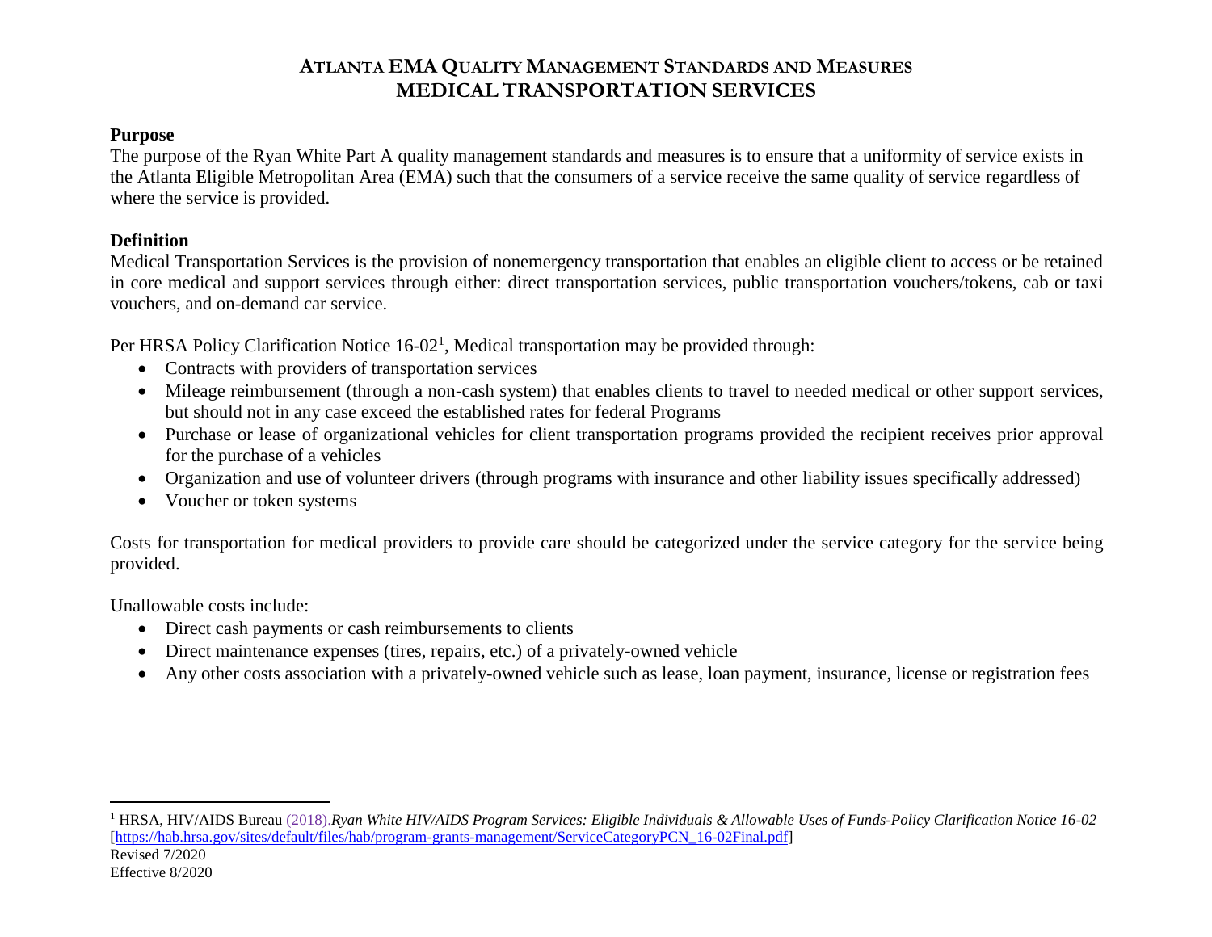# ATLANTA EMA QUALITY MANAGEMENT STANDARDS AND MEASURES
# MEDICAL TRANSPORTATION SERVICES

**Purpose**

The purpose of the Ryan White Part A quality management standards and measures is to ensure that a uniformity of service exists in the Atlanta Eligible Metropolitan Area (EMA) such that the consumers of a service receive the same quality of service regardless of where the service is provided.

**Definition**

Medical Transportation Services is the provision of nonemergency transportation that enables an eligible client to access or be retained in core medical and support services through either: direct transportation services, public transportation vouchers/tokens, cab or taxi vouchers, and on-demand car service.

Per HRSA Policy Clarification Notice 16-02[1], Medical transportation may be provided through:

- Contracts with providers of transportation services
- Mileage reimbursement (through a non-cash system) that enables clients to travel to needed medical or other support services, but should not in any case exceed the established rates for federal Programs
- Purchase or lease of organizational vehicles for client transportation programs provided the recipient receives prior approval for the purchase of a vehicles
- Organization and use of volunteer drivers (through programs with insurance and other liability issues specifically addressed)
- Voucher or token systems

Costs for transportation for medical providers to provide care should be categorized under the service category for the service being provided.

Unallowable costs include:

- Direct cash payments or cash reimbursements to clients
- Direct maintenance expenses (tires, repairs, etc.) of a privately-owned vehicle
- Any other costs association with a privately-owned vehicle such as lease, loan payment, insurance, license or registration fees

---

[1] HRSA, HIV/AIDS Bureau (2018).*Ryan White HIV/AIDS Program Services: Eligible Individuals & Allowable Uses of Funds-Policy Clarification Notice 16-02* [https://hab.hrsa.gov/sites/default/files/hab/program-grants-management/ServiceCategoryPCN_16-02Final.pdf]

Revised 7/2020
Effective 8/2020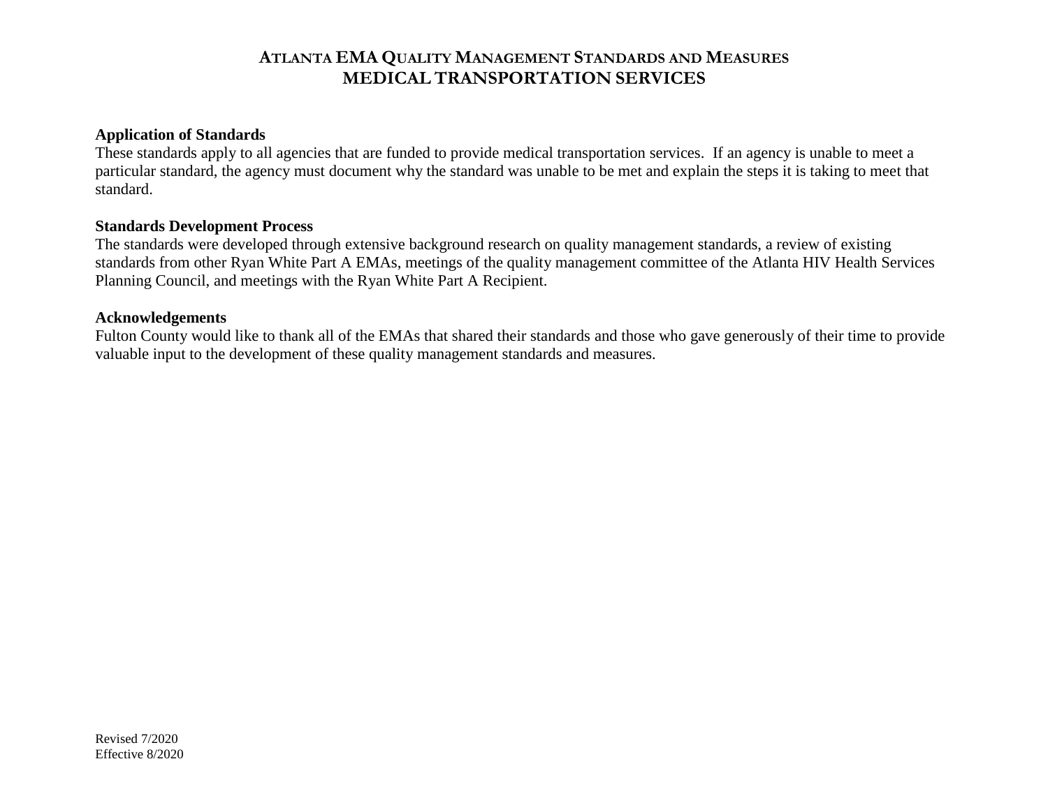# ATLANTA EMA QUALITY MANAGEMENT STANDARDS AND MEASURES
# MEDICAL TRANSPORTATION SERVICES

**Application of Standards**
These standards apply to all agencies that are funded to provide medical transportation services. If an agency is unable to meet a particular standard, the agency must document why the standard was unable to be met and explain the steps it is taking to meet that standard.

**Standards Development Process**
The standards were developed through extensive background research on quality management standards, a review of existing standards from other Ryan White Part A EMAs, meetings of the quality management committee of the Atlanta HIV Health Services Planning Council, and meetings with the Ryan White Part A Recipient.

**Acknowledgements**
Fulton County would like to thank all of the EMAs that shared their standards and those who gave generously of their time to provide valuable input to the development of these quality management standards and measures.

Revised 7/2020
Effective 8/2020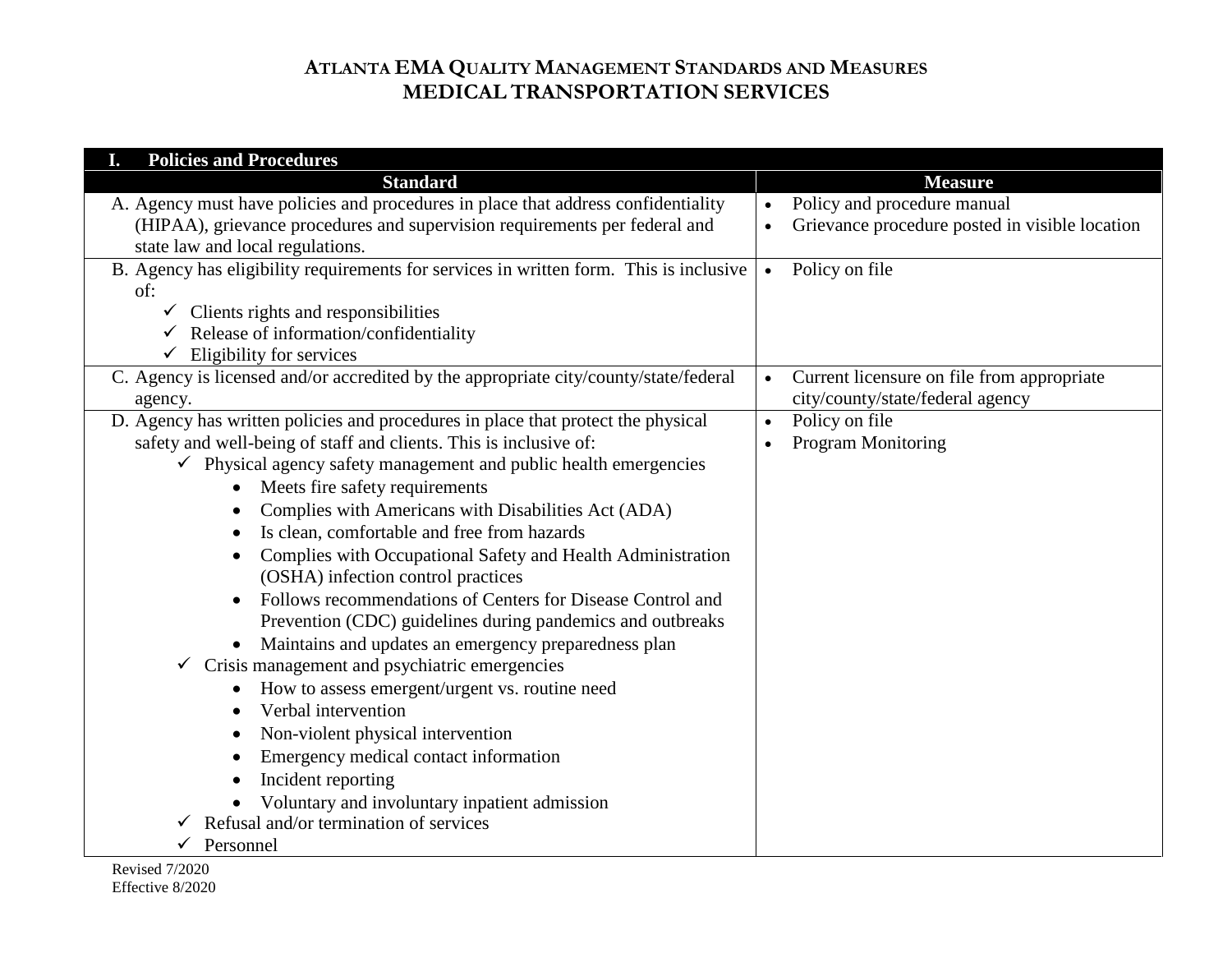# ATLANTA EMA QUALITY MANAGEMENT STANDARDS AND MEASURES
## MEDICAL TRANSPORTATION SERVICES

| I. Policies and Procedures | |
|---|---|
| **Standard** | **Measure** |
| A. Agency must have policies and procedures in place that address confidentiality (HIPAA), grievance procedures and supervision requirements per federal and state law and local regulations. | • Policy and procedure manual<br>• Grievance procedure posted in visible location |
| B. Agency has eligibility requirements for services in written form. This is inclusive of:<br>✓ Clients rights and responsibilities<br>✓ Release of information/confidentiality<br>✓ Eligibility for services | • Policy on file |
| C. Agency is licensed and/or accredited by the appropriate city/county/state/federal agency. | • Current licensure on file from appropriate city/county/state/federal agency |
| D. Agency has written policies and procedures in place that protect the physical safety and well-being of staff and clients. This is inclusive of:<br>✓ Physical agency safety management and public health emergencies<br>• Meets fire safety requirements<br>• Complies with Americans with Disabilities Act (ADA)<br>• Is clean, comfortable and free from hazards<br>• Complies with Occupational Safety and Health Administration (OSHA) infection control practices<br>• Follows recommendations of Centers for Disease Control and Prevention (CDC) guidelines during pandemics and outbreaks<br>• Maintains and updates an emergency preparedness plan<br>✓ Crisis management and psychiatric emergencies<br>• How to assess emergent/urgent vs. routine need<br>• Verbal intervention<br>• Non-violent physical intervention<br>• Emergency medical contact information<br>• Incident reporting<br>• Voluntary and involuntary inpatient admission<br>✓ Refusal and/or termination of services<br>✓ Personnel | • Policy on file<br>• Program Monitoring |

Revised 7/2020
Effective 8/2020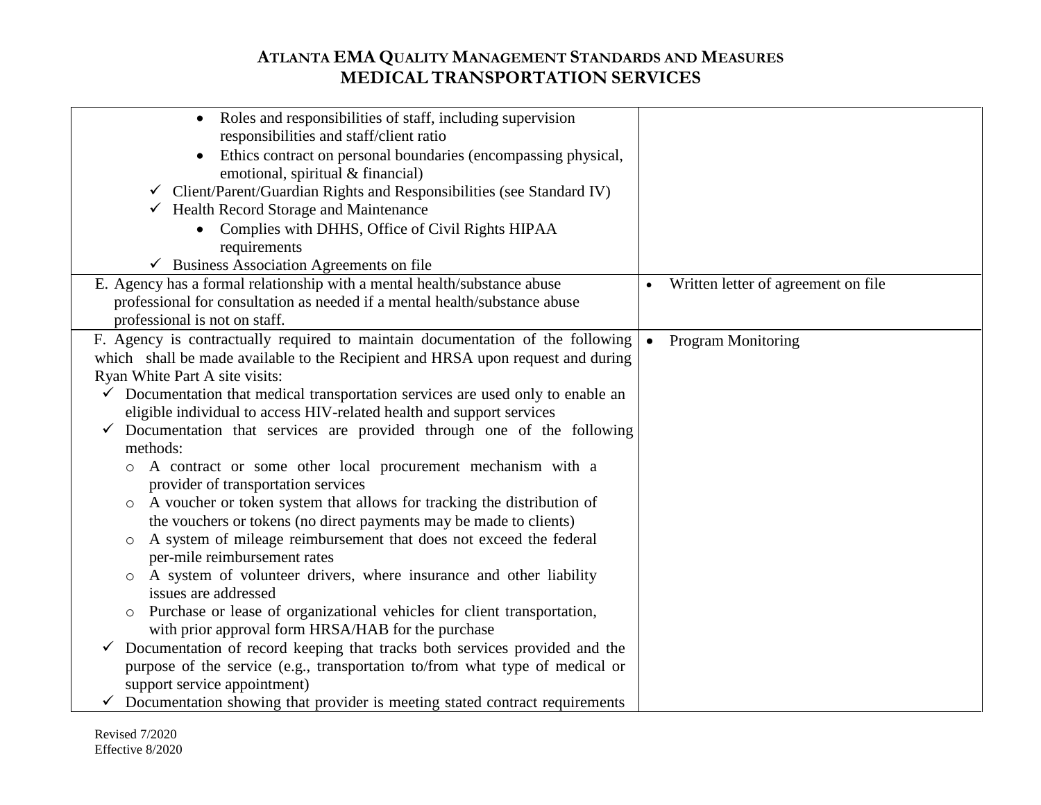# ATLANTA EMA QUALITY MANAGEMENT STANDARDS AND MEASURES
## MEDICAL TRANSPORTATION SERVICES

| | |
|---|---|
| • Roles and responsibilities of staff, including supervision responsibilities and staff/client ratio<br>• Ethics contract on personal boundaries (encompassing physical, emotional, spiritual & financial)<br>✓ Client/Parent/Guardian Rights and Responsibilities (see Standard IV)<br>✓ Health Record Storage and Maintenance<br>• Complies with DHHS, Office of Civil Rights HIPAA requirements<br>✓ Business Association Agreements on file | |
| E. Agency has a formal relationship with a mental health/substance abuse professional for consultation as needed if a mental health/substance abuse professional is not on staff. | • Written letter of agreement on file |
| F. Agency is contractually required to maintain documentation of the following which shall be made available to the Recipient and HRSA upon request and during Ryan White Part A site visits:<br>✓ Documentation that medical transportation services are used only to enable an eligible individual to access HIV-related health and support services<br>✓ Documentation that services are provided through one of the following methods:<br>○ A contract or some other local procurement mechanism with a provider of transportation services<br>○ A voucher or token system that allows for tracking the distribution of the vouchers or tokens (no direct payments may be made to clients)<br>○ A system of mileage reimbursement that does not exceed the federal per-mile reimbursement rates<br>○ A system of volunteer drivers, where insurance and other liability issues are addressed<br>○ Purchase or lease of organizational vehicles for client transportation, with prior approval form HRSA/HAB for the purchase<br>✓ Documentation of record keeping that tracks both services provided and the purpose of the service (e.g., transportation to/from what type of medical or support service appointment)<br>✓ Documentation showing that provider is meeting stated contract requirements | • Program Monitoring |

Revised 7/2020
Effective 8/2020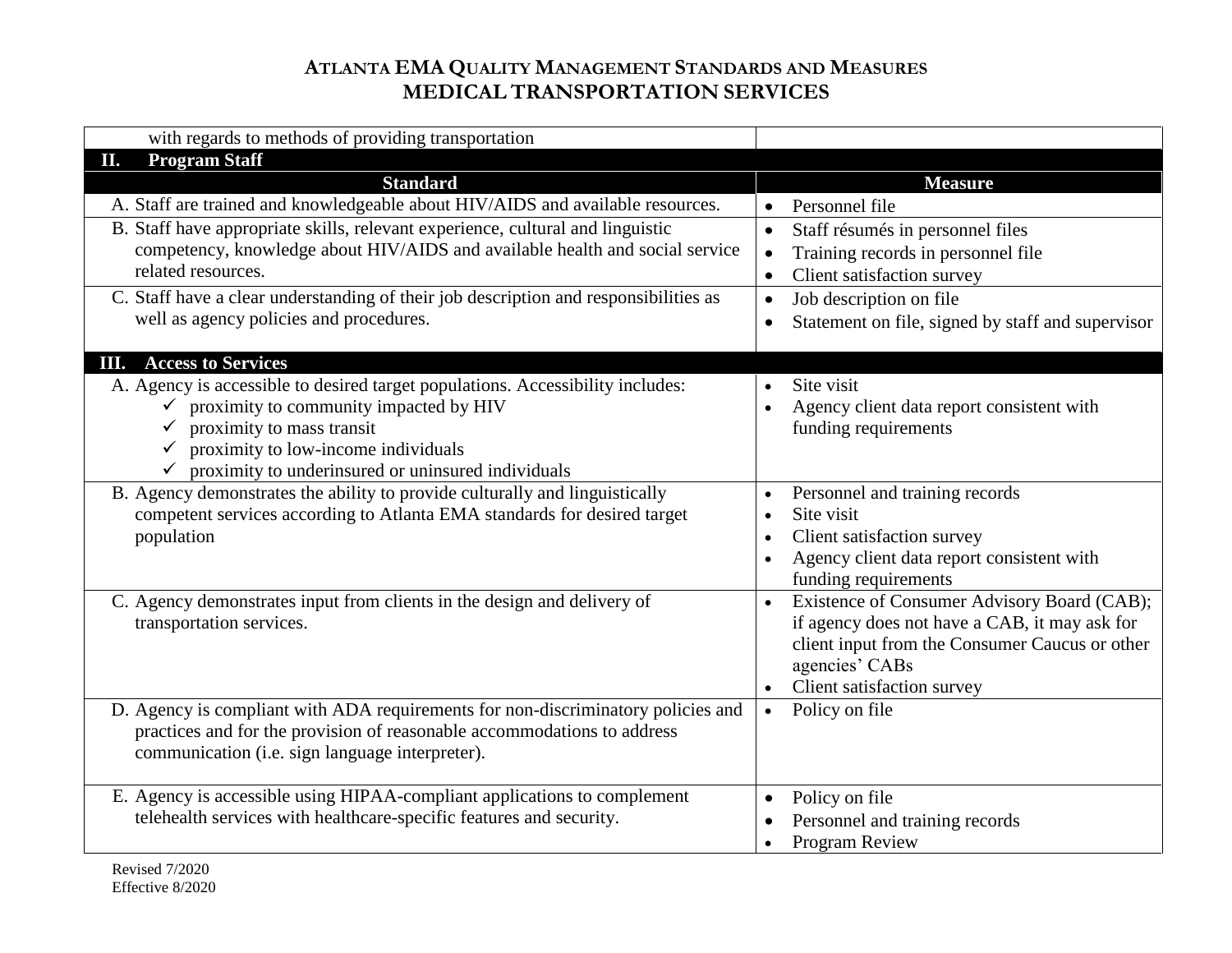| Standard | Measure |
|---|---|
| with regards to methods of providing transportation | |
| **II. Program Staff** | |
| **Standard** | **Measure** |
| A. Staff are trained and knowledgeable about HIV/AIDS and available resources. | • Personnel file |
| B. Staff have appropriate skills, relevant experience, cultural and linguistic competency, knowledge about HIV/AIDS and available health and social service related resources. | • Staff résumés in personnel files<br>• Training records in personnel file<br>• Client satisfaction survey |
| C. Staff have a clear understanding of their job description and responsibilities as well as agency policies and procedures. | • Job description on file<br>• Statement on file, signed by staff and supervisor |
| **III. Access to Services** | |
| A. Agency is accessible to desired target populations. Accessibility includes:<br>✓ proximity to community impacted by HIV<br>✓ proximity to mass transit<br>✓ proximity to low-income individuals<br>✓ proximity to underinsured or uninsured individuals | • Site visit<br>• Agency client data report consistent with funding requirements |
| B. Agency demonstrates the ability to provide culturally and linguistically competent services according to Atlanta EMA standards for desired target population | • Personnel and training records<br>• Site visit<br>• Client satisfaction survey<br>• Agency client data report consistent with funding requirements |
| C. Agency demonstrates input from clients in the design and delivery of transportation services. | • Existence of Consumer Advisory Board (CAB); if agency does not have a CAB, it may ask for client input from the Consumer Caucus or other agencies' CABs<br>• Client satisfaction survey |
| D. Agency is compliant with ADA requirements for non-discriminatory policies and practices and for the provision of reasonable accommodations to address communication (i.e. sign language interpreter). | • Policy on file |
| E. Agency is accessible using HIPAA-compliant applications to complement telehealth services with healthcare-specific features and security. | • Policy on file<br>• Personnel and training records<br>• Program Review |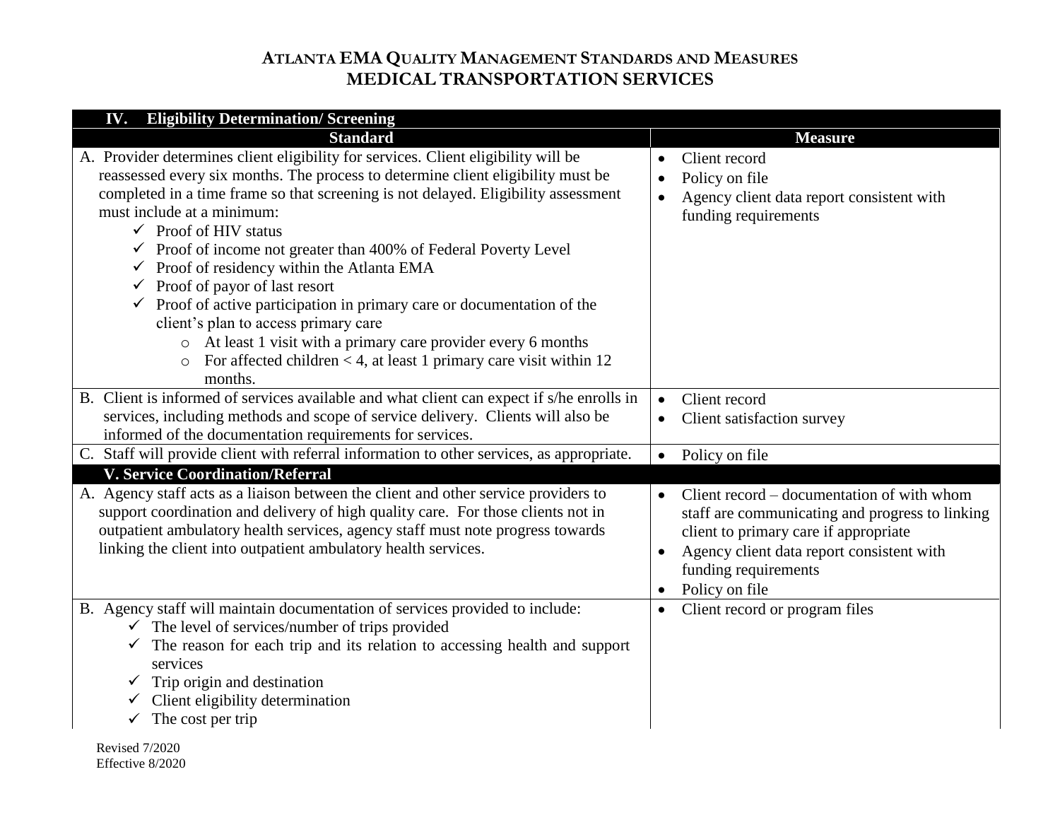# ATLANTA EMA QUALITY MANAGEMENT STANDARDS AND MEASURES
## MEDICAL TRANSPORTATION SERVICES

| **IV. Eligibility Determination/ Screening** | |
|---|---|
| **Standard** | **Measure** |
| A. Provider determines client eligibility for services. Client eligibility will be reassessed every six months. The process to determine client eligibility must be completed in a time frame so that screening is not delayed. Eligibility assessment must include at a minimum:<br>✓ Proof of HIV status<br>✓ Proof of income not greater than 400% of Federal Poverty Level<br>✓ Proof of residency within the Atlanta EMA<br>✓ Proof of payor of last resort<br>✓ Proof of active participation in primary care or documentation of the client's plan to access primary care<br>&nbsp;&nbsp;&nbsp;&nbsp;○ At least 1 visit with a primary care provider every 6 months<br>&nbsp;&nbsp;&nbsp;&nbsp;○ For affected children < 4, at least 1 primary care visit within 12 months. | • Client record<br>• Policy on file<br>• Agency client data report consistent with funding requirements |
| B. Client is informed of services available and what client can expect if s/he enrolls in services, including methods and scope of service delivery. Clients will also be informed of the documentation requirements for services. | • Client record<br>• Client satisfaction survey |
| C. Staff will provide client with referral information to other services, as appropriate. | • Policy on file |
| **V. Service Coordination/Referral** | |
| A. Agency staff acts as a liaison between the client and other service providers to support coordination and delivery of high quality care. For those clients not in outpatient ambulatory health services, agency staff must note progress towards linking the client into outpatient ambulatory health services. | • Client record – documentation of with whom staff are communicating and progress to linking client to primary care if appropriate<br>• Agency client data report consistent with funding requirements<br>• Policy on file |
| B. Agency staff will maintain documentation of services provided to include:<br>✓ The level of services/number of trips provided<br>✓ The reason for each trip and its relation to accessing health and support services<br>✓ Trip origin and destination<br>✓ Client eligibility determination<br>✓ The cost per trip | • Client record or program files |

Revised 7/2020
Effective 8/2020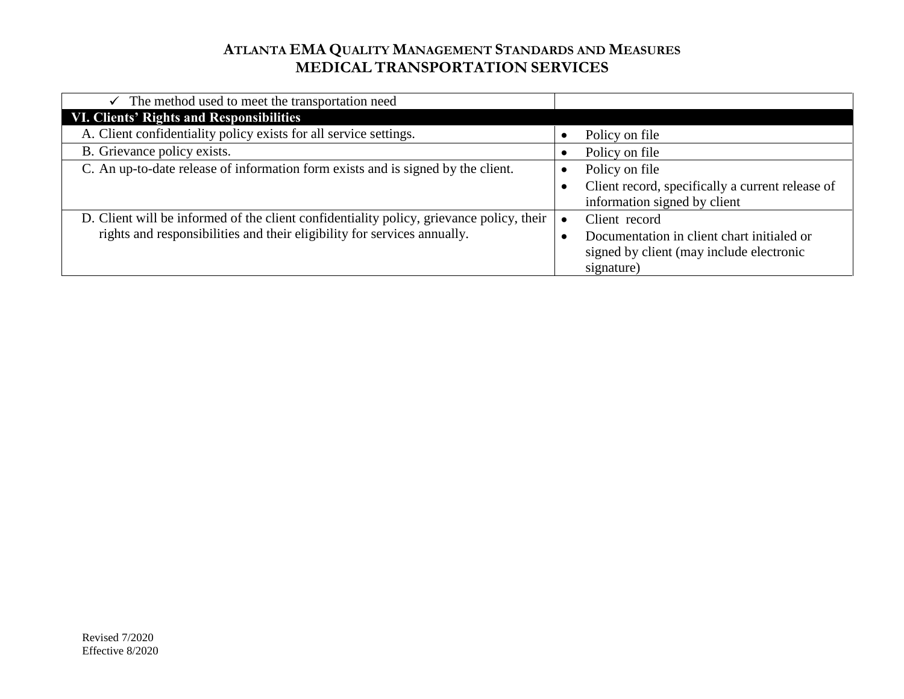| | |
|---|---|
| ✓ The method used to meet the transportation need | |
| **VI. Clients' Rights and Responsibilities** | |
| A. Client confidentiality policy exists for all service settings. | • Policy on file |
| B. Grievance policy exists. | • Policy on file |
| C. An up-to-date release of information form exists and is signed by the client. | • Policy on file<br>• Client record, specifically a current release of information signed by client |
| D. Client will be informed of the client confidentiality policy, grievance policy, their rights and responsibilities and their eligibility for services annually. | • Client record<br>• Documentation in client chart initialed or signed by client (may include electronic signature) |

Revised 7/2020
Effective 8/2020